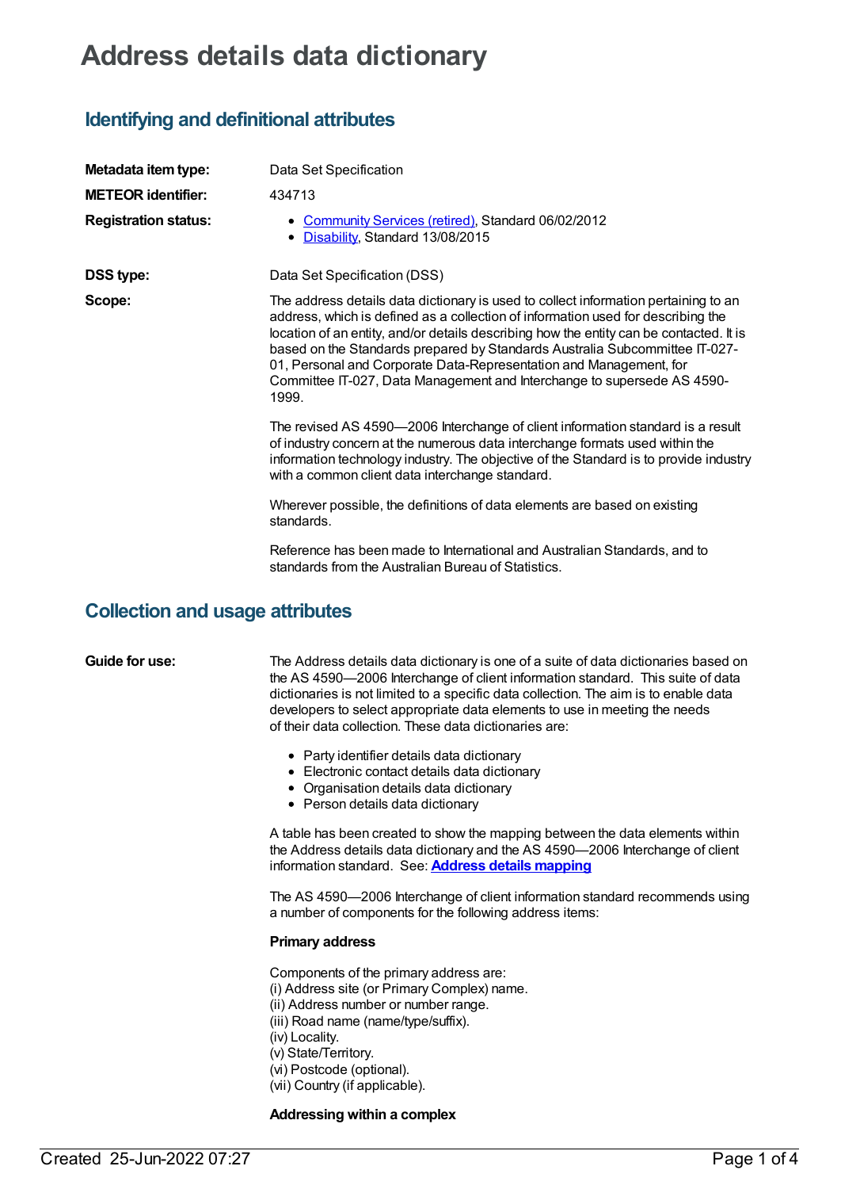# Address details data dictionary

## Identifying and definitional attributes

**Metadata item type:** Data Set Specification

**METEOR identifier:** 434713

**Registration status:**

- Community Services (retired), Standard 06/02/2012
- Disability, Standard 13/08/2015

**DSS type:** Data Set Specification (DSS)

**Scope:** The address details data dictionary is used to collect information pertaining to an address, which is defined as a collection of information used for describing the location of an entity, and/or details describing how the entity can be contacted. It is based on the Standards prepared by Standards Australia Subcommittee IT-027-01, Personal and Corporate Data-Representation and Management, for Committee IT-027, Data Management and Interchange to supersede AS 4590-1999.

The revised AS 4590—2006 Interchange of client information standard is a result of industry concern at the numerous data interchange formats used within the information technology industry. The objective of the Standard is to provide industry with a common client data interchange standard.

Wherever possible, the definitions of data elements are based on existing standards.

Reference has been made to International and Australian Standards, and to standards from the Australian Bureau of Statistics.

## Collection and usage attributes

**Guide for use:** The Address details data dictionary is one of a suite of data dictionaries based on the AS 4590—2006 Interchange of client information standard. This suite of data dictionaries is not limited to a specific data collection. The aim is to enable data developers to select appropriate data elements to use in meeting the needs of their data collection. These data dictionaries are:

- Party identifier details data dictionary
- Electronic contact details data dictionary
- Organisation details data dictionary
- Person details data dictionary

A table has been created to show the mapping between the data elements within the Address details data dictionary and the AS 4590—2006 Interchange of client information standard. See: **Address details mapping**

The AS 4590—2006 Interchange of client information standard recommends using a number of components for the following address items:

**Primary address**

Components of the primary address are:
(i) Address site (or Primary Complex) name.
(ii) Address number or number range.
(iii) Road name (name/type/suffix).
(iv) Locality.
(v) State/Territory.
(vi) Postcode (optional).
(vii) Country (if applicable).

**Addressing within a complex**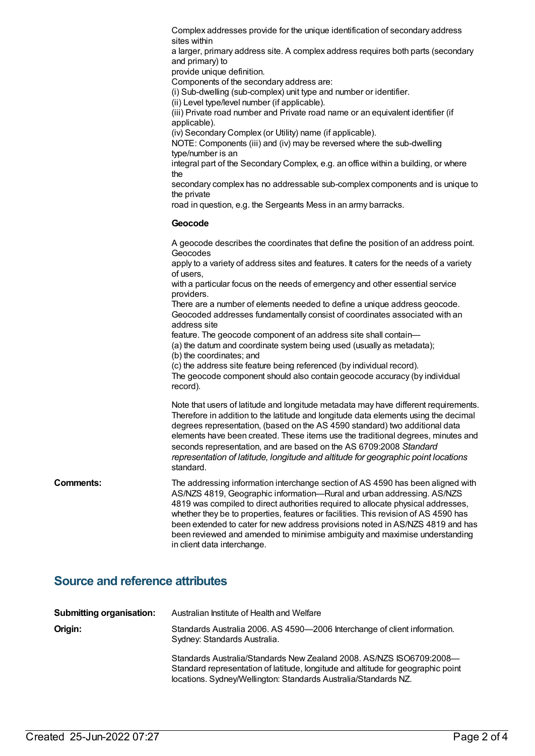Complex addresses provide for the unique identification of secondary address sites within
a larger, primary address site. A complex address requires both parts (secondary and primary) to
provide unique definition.
Components of the secondary address are:
(i) Sub-dwelling (sub-complex) unit type and number or identifier.
(ii) Level type/level number (if applicable).
(iii) Private road number and Private road name or an equivalent identifier (if applicable).
(iv) Secondary Complex (or Utility) name (if applicable).
NOTE: Components (iii) and (iv) may be reversed where the sub-dwelling type/number is an
integral part of the Secondary Complex, e.g. an office within a building, or where the
secondary complex has no addressable sub-complex components and is unique to the private
road in question, e.g. the Sergeants Mess in an army barracks.

**Geocode**

A geocode describes the coordinates that define the position of an address point. Geocodes
apply to a variety of address sites and features. It caters for the needs of a variety of users,
with a particular focus on the needs of emergency and other essential service providers.
There are a number of elements needed to define a unique address geocode.
Geocoded addresses fundamentally consist of coordinates associated with an address site
feature. The geocode component of an address site shall contain—
(a) the datum and coordinate system being used (usually as metadata);
(b) the coordinates; and
(c) the address site feature being referenced (by individual record).
The geocode component should also contain geocode accuracy (by individual record).

Note that users of latitude and longitude metadata may have different requirements. Therefore in addition to the latitude and longitude data elements using the decimal degrees representation, (based on the AS 4590 standard) two additional data elements have been created. These items use the traditional degrees, minutes and seconds representation, and are based on the AS 6709:2008 *Standard representation of latitude, longitude and altitude for geographic point locations* standard.

**Comments:** The addressing information interchange section of AS 4590 has been aligned with AS/NZS 4819, Geographic information—Rural and urban addressing. AS/NZS 4819 was compiled to direct authorities required to allocate physical addresses, whether they be to properties, features or facilities. This revision of AS 4590 has been extended to cater for new address provisions noted in AS/NZS 4819 and has been reviewed and amended to minimise ambiguity and maximise understanding in client data interchange.

## Source and reference attributes

**Submitting organisation:** Australian Institute of Health and Welfare

**Origin:** Standards Australia 2006. AS 4590—2006 Interchange of client information. Sydney: Standards Australia.

Standards Australia/Standards New Zealand 2008. AS/NZS ISO6709:2008—Standard representation of latitude, longitude and altitude for geographic point locations. Sydney/Wellington: Standards Australia/Standards NZ.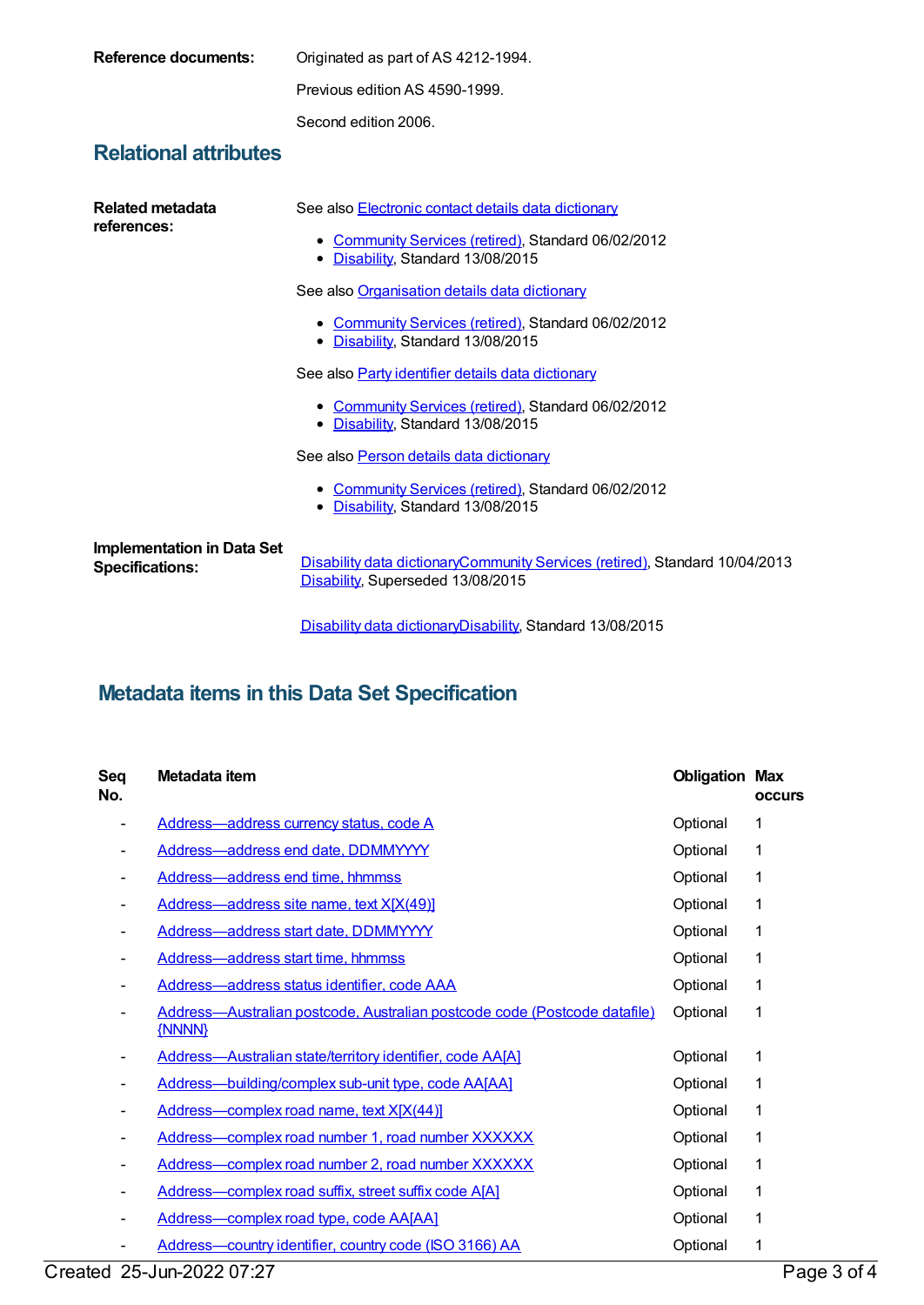**Reference documents:** Originated as part of AS 4212-1994.

Previous edition AS 4590-1999.

Second edition 2006.

## Relational attributes

**Related metadata references:**

See also Electronic contact details data dictionary

- Community Services (retired), Standard 06/02/2012
- Disability, Standard 13/08/2015

See also Organisation details data dictionary

- Community Services (retired), Standard 06/02/2012
- Disability, Standard 13/08/2015

See also Party identifier details data dictionary

- Community Services (retired), Standard 06/02/2012
- Disability, Standard 13/08/2015

See also Person details data dictionary

- Community Services (retired), Standard 06/02/2012
- Disability, Standard 13/08/2015

**Implementation in Data Set Specifications:**

Disability data dictionaryCommunity Services (retired), Standard 10/04/2013
Disability, Superseded 13/08/2015

Disability data dictionaryDisability, Standard 13/08/2015

## Metadata items in this Data Set Specification

| Seq No. | Metadata item | Obligation | Max occurs |
|---|---|---|---|
| - | Address—address currency status, code A | Optional | 1 |
| - | Address—address end date, DDMMYYYY | Optional | 1 |
| - | Address—address end time, hhmmss | Optional | 1 |
| - | Address—address site name, text X[X(49)] | Optional | 1 |
| - | Address—address start date, DDMMYYYY | Optional | 1 |
| - | Address—address start time, hhmmss | Optional | 1 |
| - | Address—address status identifier, code AAA | Optional | 1 |
| - | Address—Australian postcode, Australian postcode code (Postcode datafile) {NNNN} | Optional | 1 |
| - | Address—Australian state/territory identifier, code AA[A] | Optional | 1 |
| - | Address—building/complex sub-unit type, code AA[AA] | Optional | 1 |
| - | Address—complex road name, text X[X(44)] | Optional | 1 |
| - | Address—complex road number 1, road number XXXXXX | Optional | 1 |
| - | Address—complex road number 2, road number XXXXXX | Optional | 1 |
| - | Address—complex road suffix, street suffix code A[A] | Optional | 1 |
| - | Address—complex road type, code AA[AA] | Optional | 1 |
| - | Address—country identifier, country code (ISO 3166) AA | Optional | 1 |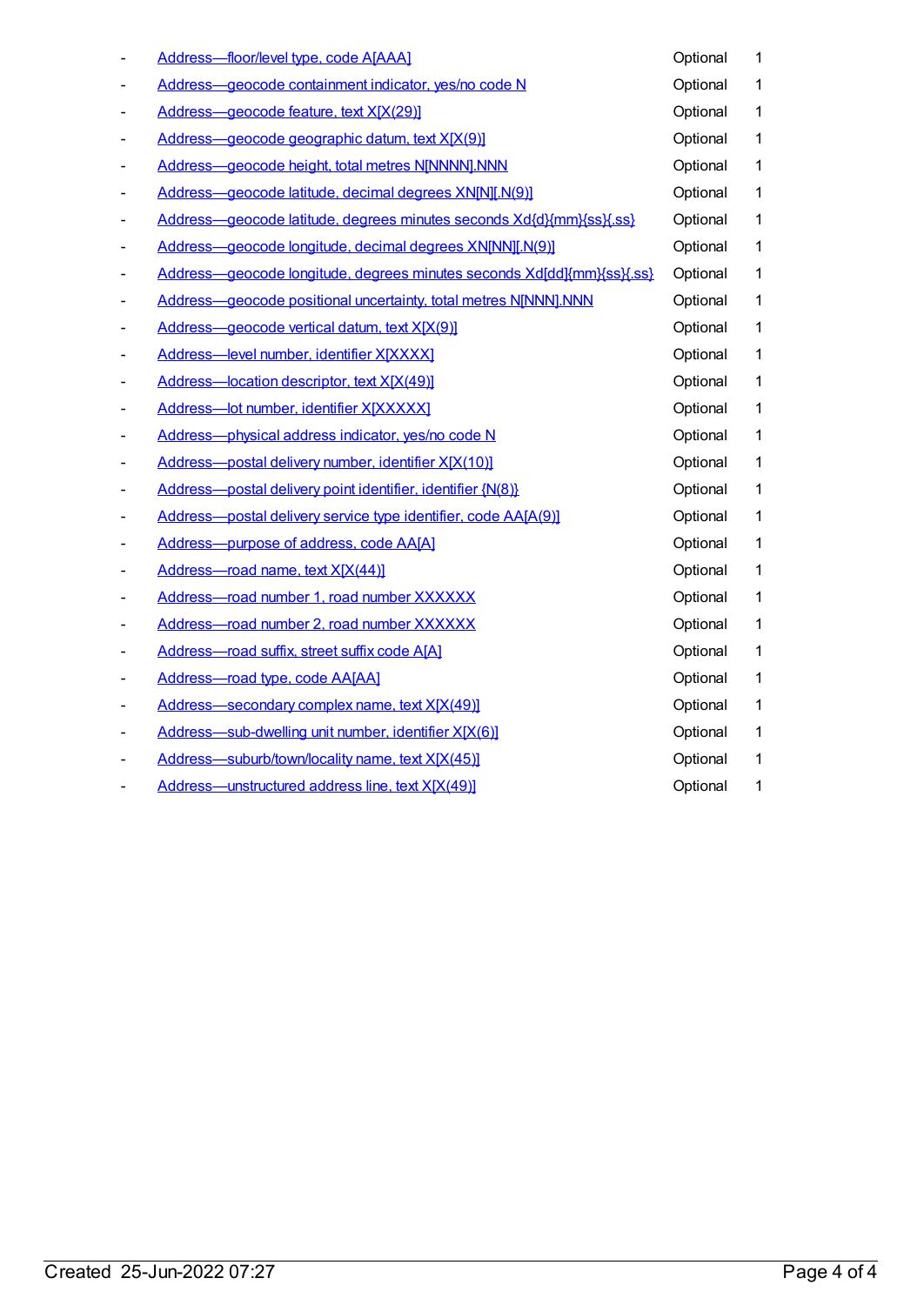| | | | |
|---|---|---|---|
| - | Address—floor/level type, code A[AAA] | Optional | 1 |
| - | Address—geocode containment indicator, yes/no code N | Optional | 1 |
| - | Address—geocode feature, text X[X(29)] | Optional | 1 |
| - | Address—geocode geographic datum, text X[X(9)] | Optional | 1 |
| - | Address—geocode height, total metres N[NNNN].NNN | Optional | 1 |
| - | Address—geocode latitude, decimal degrees XN[N][.N(9)] | Optional | 1 |
| - | Address—geocode latitude, degrees minutes seconds Xd{d}{mm}{ss}{.ss} | Optional | 1 |
| - | Address—geocode longitude, decimal degrees XN[NN][.N(9)] | Optional | 1 |
| - | Address—geocode longitude, degrees minutes seconds Xd[dd]{mm}{ss}{.ss} | Optional | 1 |
| - | Address—geocode positional uncertainty, total metres N[NNN].NNN | Optional | 1 |
| - | Address—geocode vertical datum, text X[X(9)] | Optional | 1 |
| - | Address—level number, identifier X[XXXX] | Optional | 1 |
| - | Address—location descriptor, text X[X(49)] | Optional | 1 |
| - | Address—lot number, identifier X[XXXXX] | Optional | 1 |
| - | Address—physical address indicator, yes/no code N | Optional | 1 |
| - | Address—postal delivery number, identifier X[X(10)] | Optional | 1 |
| - | Address—postal delivery point identifier, identifier {N(8)} | Optional | 1 |
| - | Address—postal delivery service type identifier, code AA[A(9)] | Optional | 1 |
| - | Address—purpose of address, code AA[A] | Optional | 1 |
| - | Address—road name, text X[X(44)] | Optional | 1 |
| - | Address—road number 1, road number XXXXXX | Optional | 1 |
| - | Address—road number 2, road number XXXXXX | Optional | 1 |
| - | Address—road suffix, street suffix code A[A] | Optional | 1 |
| - | Address—road type, code AA[AA] | Optional | 1 |
| - | Address—secondary complex name, text X[X(49)] | Optional | 1 |
| - | Address—sub-dwelling unit number, identifier X[X(6)] | Optional | 1 |
| - | Address—suburb/town/locality name, text X[X(45)] | Optional | 1 |
| - | Address—unstructured address line, text X[X(49)] | Optional | 1 |

Created 25-Jun-2022 07:27